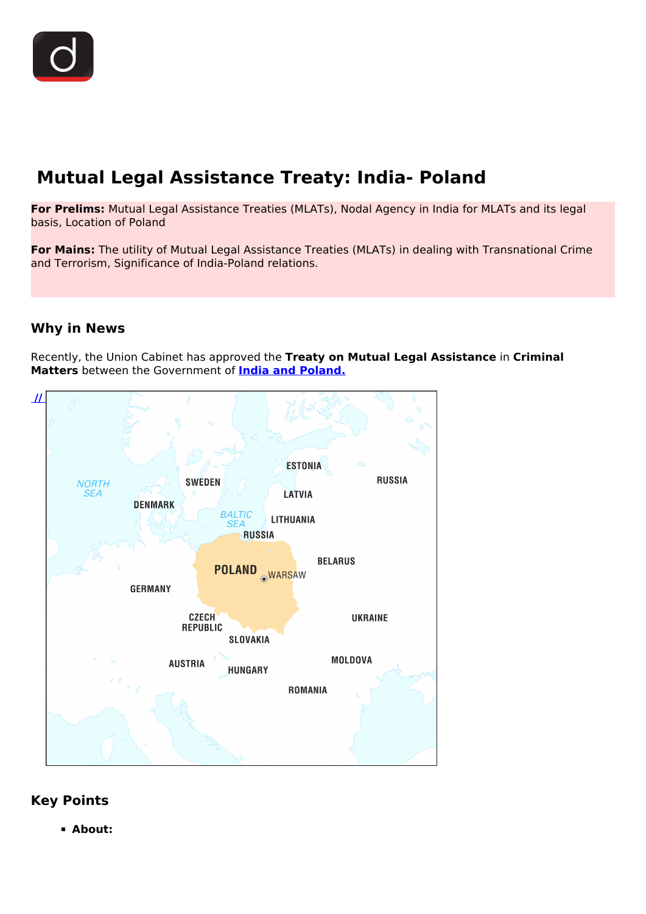# Mutual Legal Assistance Treaty: India- Poland

**For Prelims:** Mutual Legal Assistance Treaties (MLATs), Nodal Agency in India for MLATs and its legal basis, Location of Poland

**For Mains:** The utility of Mutual Legal Assistance Treaties (MLATs) in dealing with Transnational Crime and Terrorism, Significance of India-Poland relations.

## Why in News

Recently, the Union Cabinet has approved the **Treaty on Mutual Legal Assistance** in **Criminal Matters** between the Government of **India and Poland.**

## Key Points

- **About:**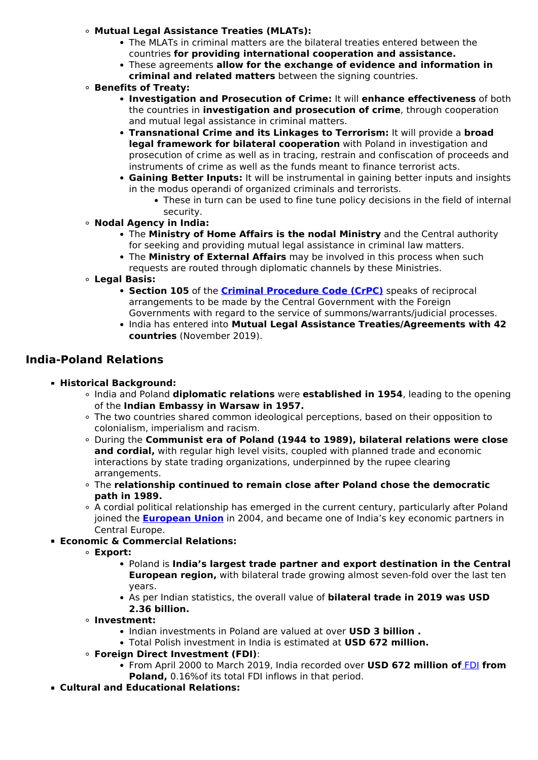- **Mutual Legal Assistance Treaties (MLATs):**
    - The MLATs in criminal matters are the bilateral treaties entered between the countries **for providing international cooperation and assistance.**
    - These agreements **allow for the exchange of evidence and information in criminal and related matters** between the signing countries.
- **Benefits of Treaty:**
    - **Investigation and Prosecution of Crime:** It will **enhance effectiveness** of both the countries in **investigation and prosecution of crime**, through cooperation and mutual legal assistance in criminal matters.
    - **Transnational Crime and its Linkages to Terrorism:** It will provide a **broad legal framework for bilateral cooperation** with Poland in investigation and prosecution of crime as well as in tracing, restrain and confiscation of proceeds and instruments of crime as well as the funds meant to finance terrorist acts.
    - **Gaining Better Inputs:** It will be instrumental in gaining better inputs and insights in the modus operandi of organized criminals and terrorists.
        - These in turn can be used to fine tune policy decisions in the field of internal security.
- **Nodal Agency in India:**
    - The **Ministry of Home Affairs is the nodal Ministry** and the Central authority for seeking and providing mutual legal assistance in criminal law matters.
    - The **Ministry of External Affairs** may be involved in this process when such requests are routed through diplomatic channels by these Ministries.
- **Legal Basis:**
    - **Section 105** of the **[Criminal Procedure Code (CrPC)]** speaks of reciprocal arrangements to be made by the Central Government with the Foreign Governments with regard to the service of summons/warrants/judicial processes.
    - India has entered into **Mutual Legal Assistance Treaties/Agreements with 42 countries** (November 2019).

## India-Poland Relations

- **Historical Background:**
    - India and Poland **diplomatic relations** were **established in 1954**, leading to the opening of the **Indian Embassy in Warsaw in 1957.**
    - The two countries shared common ideological perceptions, based on their opposition to colonialism, imperialism and racism.
    - During the **Communist era of Poland (1944 to 1989), bilateral relations were close and cordial,** with regular high level visits, coupled with planned trade and economic interactions by state trading organizations, underpinned by the rupee clearing arrangements.
    - The **relationship continued to remain close after Poland chose the democratic path in 1989.**
    - A cordial political relationship has emerged in the current century, particularly after Poland joined the **[European Union]** in 2004, and became one of India's key economic partners in Central Europe.
- **Economic & Commercial Relations:**
    - **Export:**
        - Poland is **India's largest trade partner and export destination in the Central European region,** with bilateral trade growing almost seven-fold over the last ten years.
        - As per Indian statistics, the overall value of **bilateral trade in 2019 was USD 2.36 billion.**
    - **Investment:**
        - Indian investments in Poland are valued at over **USD 3 billion .**
        - Total Polish investment in India is estimated at **USD 672 million.**
    - **Foreign Direct Investment (FDI)**:
        - From April 2000 to March 2019, India recorded over **USD 672 million of** [FDI] **from Poland,** 0.16%of its total FDI inflows in that period.
- **Cultural and Educational Relations:**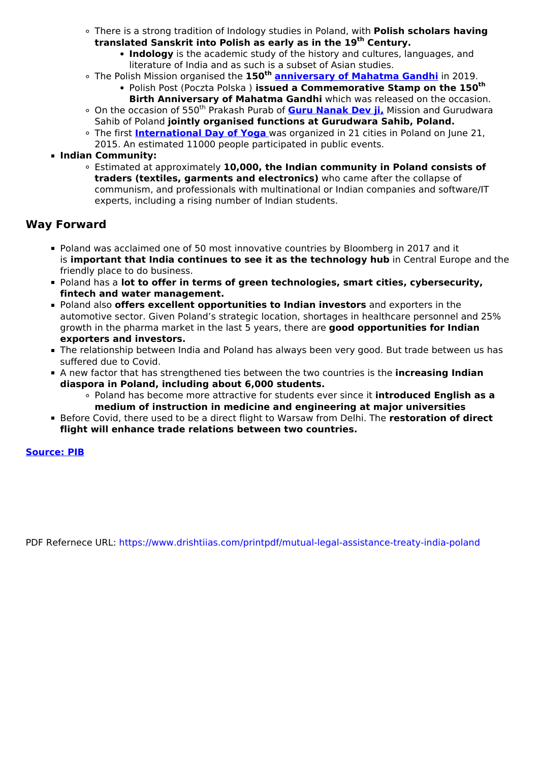- There is a strong tradition of Indology studies in Poland, with **Polish scholars having translated Sanskrit into Polish as early as in the 19th Century.**
  - **Indology** is the academic study of the history and cultures, languages, and literature of India and as such is a subset of Asian studies.
- The Polish Mission organised the **150th [anniversary of Mahatma Gandhi](#)** in 2019.
  - Polish Post (Poczta Polska ) **issued a Commemorative Stamp on the 150th Birth Anniversary of Mahatma Gandhi** which was released on the occasion.
- On the occasion of 550th Prakash Purab of **[Guru Nanak Dev ji,](#)** Mission and Gurudwara Sahib of Poland **jointly organised functions at Gurudwara Sahib, Poland.**
- The first **[International Day of Yoga](#)** was organized in 21 cities in Poland on June 21, 2015. An estimated 11000 people participated in public events.

- **Indian Community:**
  - Estimated at approximately **10,000, the Indian community in Poland consists of traders (textiles, garments and electronics)** who came after the collapse of communism, and professionals with multinational or Indian companies and software/IT experts, including a rising number of Indian students.

## Way Forward

- Poland was acclaimed one of 50 most innovative countries by Bloomberg in 2017 and it is **important that India continues to see it as the technology hub** in Central Europe and the friendly place to do business.
- Poland has a **lot to offer in terms of green technologies, smart cities, cybersecurity, fintech and water management.**
- Poland also **offers excellent opportunities to Indian investors** and exporters in the automotive sector. Given Poland's strategic location, shortages in healthcare personnel and 25% growth in the pharma market in the last 5 years, there are **good opportunities for Indian exporters and investors.**
- The relationship between India and Poland has always been very good. But trade between us has suffered due to Covid.
- A new factor that has strengthened ties between the two countries is the **increasing Indian diaspora in Poland, including about 6,000 students.**
  - Poland has become more attractive for students ever since it **introduced English as a medium of instruction in medicine and engineering at major universities**
- Before Covid, there used to be a direct flight to Warsaw from Delhi. The **restoration of direct flight will enhance trade relations between two countries.**

**[Source: PIB](#)**

PDF Refernece URL: https://www.drishtiias.com/printpdf/mutual-legal-assistance-treaty-india-poland